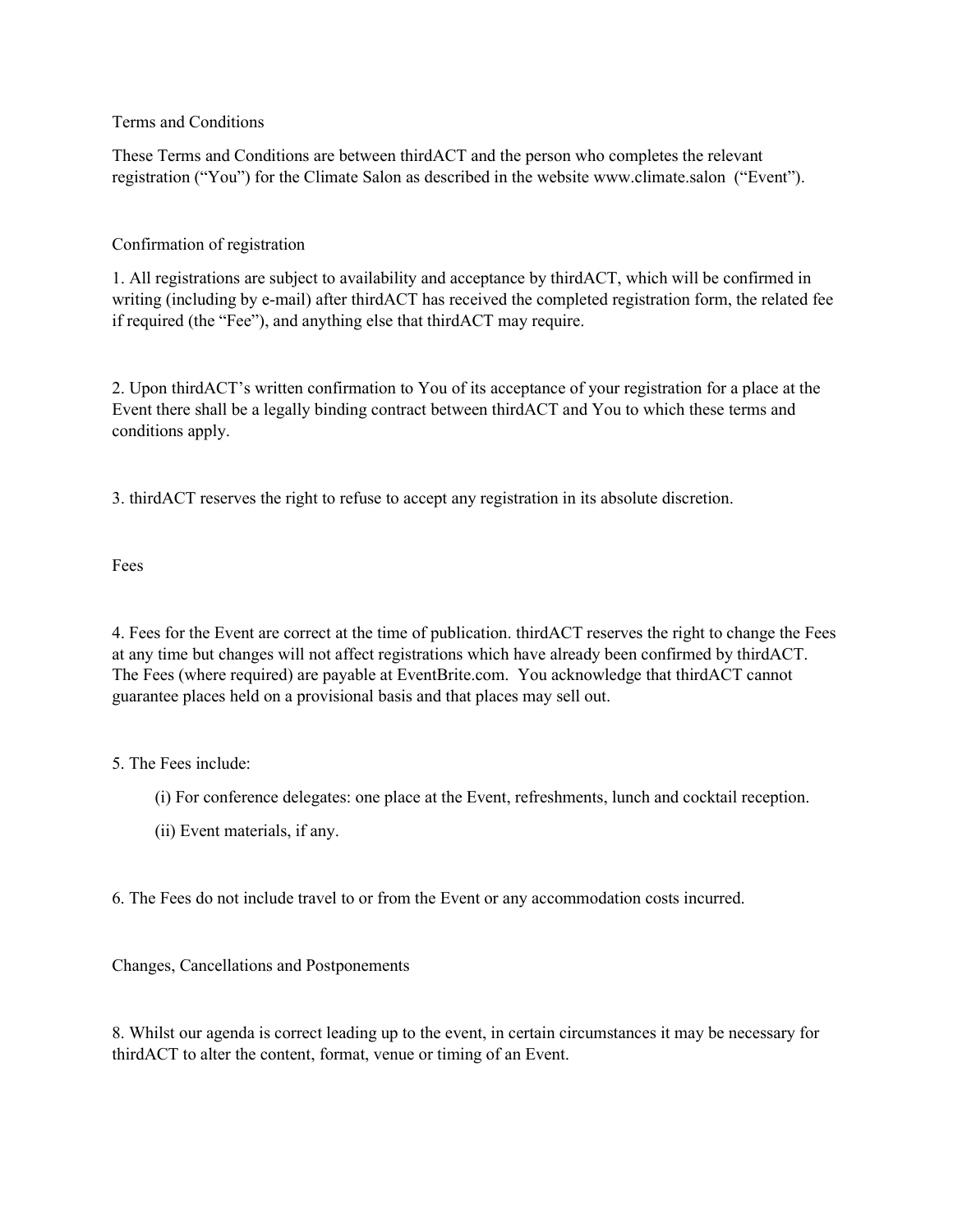# Terms and Conditions

These Terms and Conditions are between thirdACT and the person who completes the relevant registration ("You") for the Climate Salon as described in the website www.climate.salon ("Event").

## Confirmation of registration

1. All registrations are subject to availability and acceptance by thirdACT, which will be confirmed in writing (including by e-mail) after thirdACT has received the completed registration form, the related fee if required (the "Fee"), and anything else that thirdACT may require.

2. Upon thirdACT's written confirmation to You of its acceptance of your registration for a place at the Event there shall be a legally binding contract between thirdACT and You to which these terms and conditions apply.

3. thirdACT reserves the right to refuse to accept any registration in its absolute discretion.

## Fees

4. Fees for the Event are correct at the time of publication. thirdACT reserves the right to change the Fees at any time but changes will not affect registrations which have already been confirmed by thirdACT. The Fees (where required) are payable at EventBrite.com. You acknowledge that thirdACT cannot guarantee places held on a provisional basis and that places may sell out.

5. The Fees include:

   (i) For conference delegates: one place at the Event, refreshments, lunch and cocktail reception.

   (ii) Event materials, if any.

6. The Fees do not include travel to or from the Event or any accommodation costs incurred.

## Changes, Cancellations and Postponements

8. Whilst our agenda is correct leading up to the event, in certain circumstances it may be necessary for thirdACT to alter the content, format, venue or timing of an Event.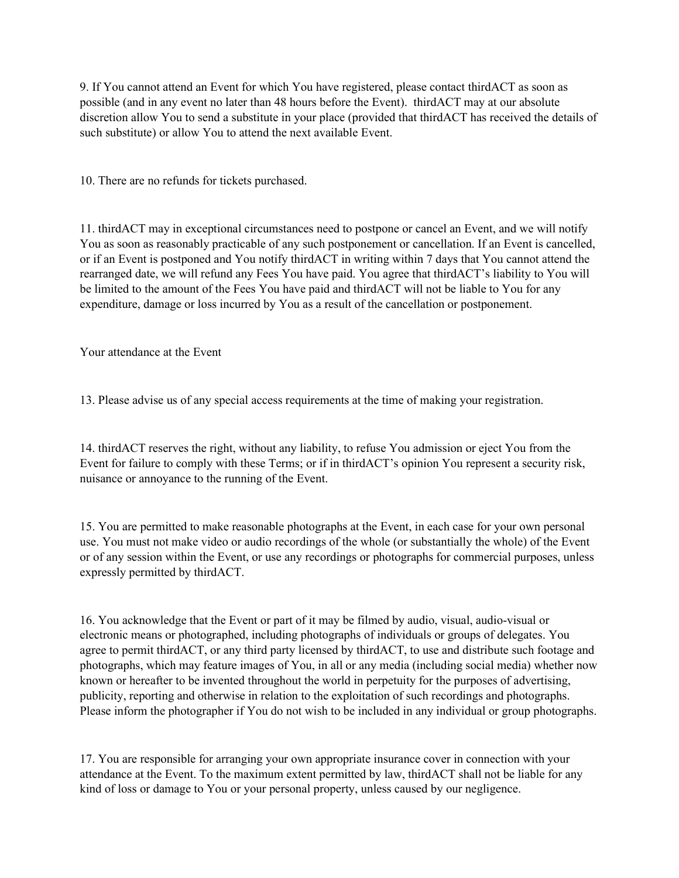9. If You cannot attend an Event for which You have registered, please contact thirdACT as soon as possible (and in any event no later than 48 hours before the Event). thirdACT may at our absolute discretion allow You to send a substitute in your place (provided that thirdACT has received the details of such substitute) or allow You to attend the next available Event.

10. There are no refunds for tickets purchased.

11. thirdACT may in exceptional circumstances need to postpone or cancel an Event, and we will notify You as soon as reasonably practicable of any such postponement or cancellation. If an Event is cancelled, or if an Event is postponed and You notify thirdACT in writing within 7 days that You cannot attend the rearranged date, we will refund any Fees You have paid. You agree that thirdACT's liability to You will be limited to the amount of the Fees You have paid and thirdACT will not be liable to You for any expenditure, damage or loss incurred by You as a result of the cancellation or postponement.

Your attendance at the Event

13. Please advise us of any special access requirements at the time of making your registration.

14. thirdACT reserves the right, without any liability, to refuse You admission or eject You from the Event for failure to comply with these Terms; or if in thirdACT's opinion You represent a security risk, nuisance or annoyance to the running of the Event.

15. You are permitted to make reasonable photographs at the Event, in each case for your own personal use. You must not make video or audio recordings of the whole (or substantially the whole) of the Event or of any session within the Event, or use any recordings or photographs for commercial purposes, unless expressly permitted by thirdACT.

16. You acknowledge that the Event or part of it may be filmed by audio, visual, audio-visual or electronic means or photographed, including photographs of individuals or groups of delegates. You agree to permit thirdACT, or any third party licensed by thirdACT, to use and distribute such footage and photographs, which may feature images of You, in all or any media (including social media) whether now known or hereafter to be invented throughout the world in perpetuity for the purposes of advertising, publicity, reporting and otherwise in relation to the exploitation of such recordings and photographs. Please inform the photographer if You do not wish to be included in any individual or group photographs.

17. You are responsible for arranging your own appropriate insurance cover in connection with your attendance at the Event. To the maximum extent permitted by law, thirdACT shall not be liable for any kind of loss or damage to You or your personal property, unless caused by our negligence.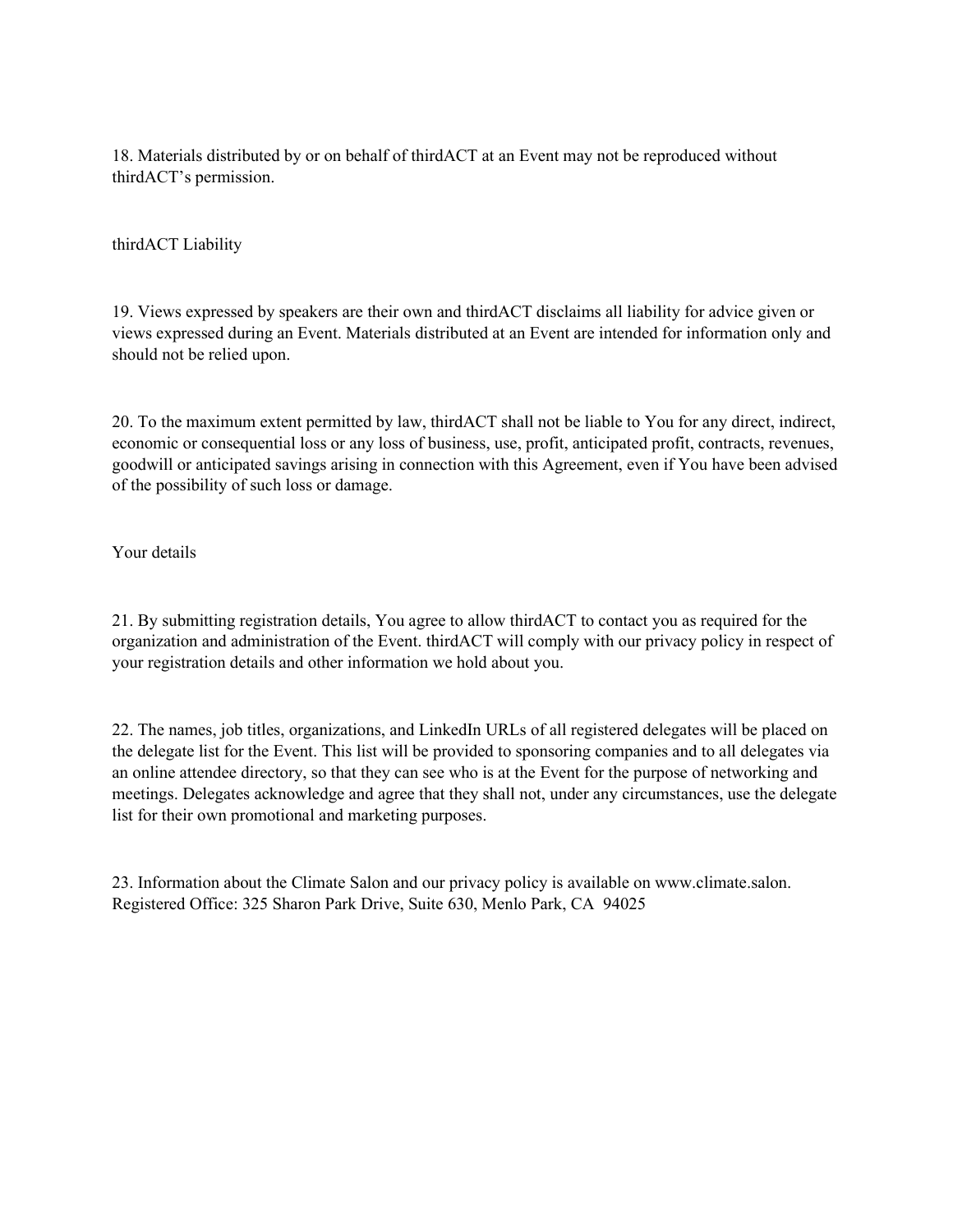18. Materials distributed by or on behalf of thirdACT at an Event may not be reproduced without thirdACT's permission.

## thirdACT Liability

19. Views expressed by speakers are their own and thirdACT disclaims all liability for advice given or views expressed during an Event. Materials distributed at an Event are intended for information only and should not be relied upon.

20. To the maximum extent permitted by law, thirdACT shall not be liable to You for any direct, indirect, economic or consequential loss or any loss of business, use, profit, anticipated profit, contracts, revenues, goodwill or anticipated savings arising in connection with this Agreement, even if You have been advised of the possibility of such loss or damage.

## Your details

21. By submitting registration details, You agree to allow thirdACT to contact you as required for the organization and administration of the Event. thirdACT will comply with our privacy policy in respect of your registration details and other information we hold about you.

22. The names, job titles, organizations, and LinkedIn URLs of all registered delegates will be placed on the delegate list for the Event. This list will be provided to sponsoring companies and to all delegates via an online attendee directory, so that they can see who is at the Event for the purpose of networking and meetings. Delegates acknowledge and agree that they shall not, under any circumstances, use the delegate list for their own promotional and marketing purposes.

23. Information about the Climate Salon and our privacy policy is available on www.climate.salon. Registered Office: 325 Sharon Park Drive, Suite 630, Menlo Park, CA 94025